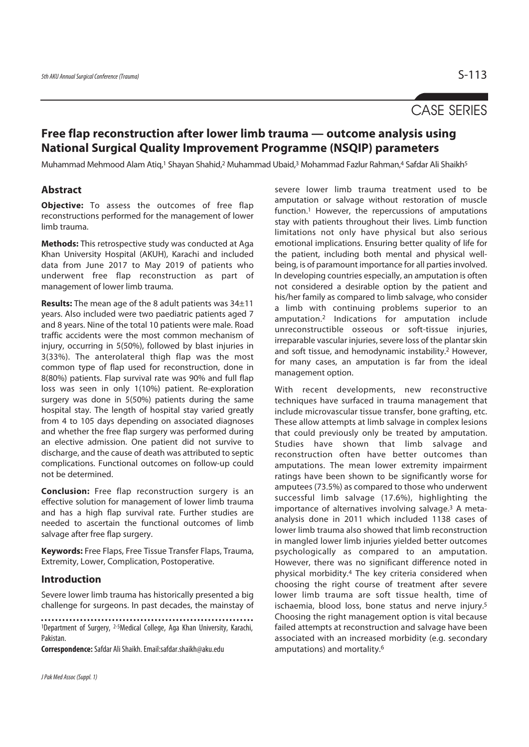CASE SERIES

# Free flap reconstruction after lower limb trauma — outcome analysis using National Surgical Quality Improvement Programme (NSQIP) parameters

Muhammad Mehmood Alam Atiq,[1] Shayan Shahid,[2] Muhammad Ubaid,[3] Mohammad Fazlur Rahman,[4] Safdar Ali Shaikh[5]

## Abstract

**Objective:** To assess the outcomes of free flap reconstructions performed for the management of lower limb trauma.

**Methods:** This retrospective study was conducted at Aga Khan University Hospital (AKUH), Karachi and included data from June 2017 to May 2019 of patients who underwent free flap reconstruction as part of management of lower limb trauma.

**Results:** The mean age of the 8 adult patients was 34±11 years. Also included were two paediatric patients aged 7 and 8 years. Nine of the total 10 patients were male. Road traffic accidents were the most common mechanism of injury, occurring in 5(50%), followed by blast injuries in 3(33%). The anterolateral thigh flap was the most common type of flap used for reconstruction, done in 8(80%) patients. Flap survival rate was 90% and full flap loss was seen in only 1(10%) patient. Re-exploration surgery was done in 5(50%) patients during the same hospital stay. The length of hospital stay varied greatly from 4 to 105 days depending on associated diagnoses and whether the free flap surgery was performed during an elective admission. One patient did not survive to discharge, and the cause of death was attributed to septic complications. Functional outcomes on follow-up could not be determined.

**Conclusion:** Free flap reconstruction surgery is an effective solution for management of lower limb trauma and has a high flap survival rate. Further studies are needed to ascertain the functional outcomes of limb salvage after free flap surgery.

**Keywords:** Free Flaps, Free Tissue Transfer Flaps, Trauma, Extremity, Lower, Complication, Postoperative.

## Introduction

Severe lower limb trauma has historically presented a big challenge for surgeons. In past decades, the mainstay of severe lower limb trauma treatment used to be amputation or salvage without restoration of muscle function.[1] However, the repercussions of amputations stay with patients throughout their lives. Limb function limitations not only have physical but also serious emotional implications. Ensuring better quality of life for the patient, including both mental and physical well-being, is of paramount importance for all parties involved. In developing countries especially, an amputation is often not considered a desirable option by the patient and his/her family as compared to limb salvage, who consider a limb with continuing problems superior to an amputation.[2] Indications for amputation include unreconstructible osseous or soft-tissue injuries, irreparable vascular injuries, severe loss of the plantar skin and soft tissue, and hemodynamic instability.[2] However, for many cases, an amputation is far from the ideal management option.

With recent developments, new reconstructive techniques have surfaced in trauma management that include microvascular tissue transfer, bone grafting, etc. These allow attempts at limb salvage in complex lesions that could previously only be treated by amputation. Studies have shown that limb salvage and reconstruction often have better outcomes than amputations. The mean lower extremity impairment ratings have been shown to be significantly worse for amputees (73.5%) as compared to those who underwent successful limb salvage (17.6%), highlighting the importance of alternatives involving salvage.[3] A meta-analysis done in 2011 which included 1138 cases of lower limb trauma also showed that limb reconstruction in mangled lower limb injuries yielded better outcomes psychologically as compared to an amputation. However, there was no significant difference noted in physical morbidity.[4] The key criteria considered when choosing the right course of treatment after severe lower limb trauma are soft tissue health, time of ischaemia, blood loss, bone status and nerve injury.[5] Choosing the right management option is vital because failed attempts at reconstruction and salvage have been associated with an increased morbidity (e.g. secondary amputations) and mortality.[6]

[1]Department of Surgery, [2-5]Medical College, Aga Khan University, Karachi, Pakistan.

**Correspondence:** Safdar Ali Shaikh. Email:safdar.shaikh@aku.edu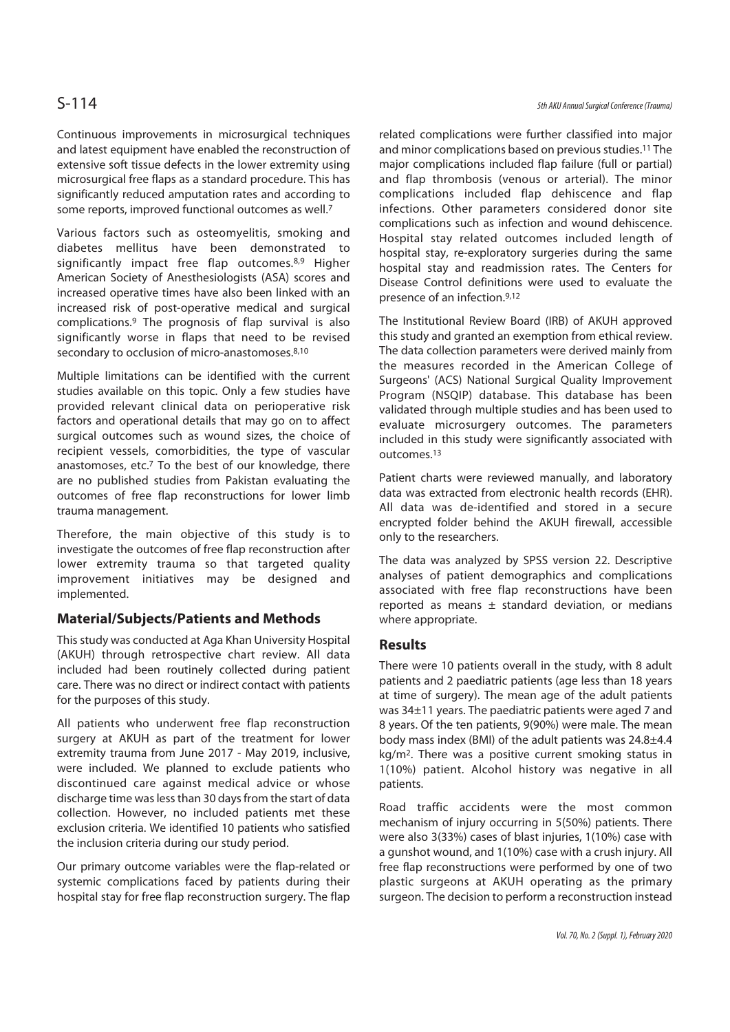Continuous improvements in microsurgical techniques and latest equipment have enabled the reconstruction of extensive soft tissue defects in the lower extremity using microsurgical free flaps as a standard procedure. This has significantly reduced amputation rates and according to some reports, improved functional outcomes as well.[7]

Various factors such as osteomyelitis, smoking and diabetes mellitus have been demonstrated to significantly impact free flap outcomes.[8,9] Higher American Society of Anesthesiologists (ASA) scores and increased operative times have also been linked with an increased risk of post-operative medical and surgical complications.[9] The prognosis of flap survival is also significantly worse in flaps that need to be revised secondary to occlusion of micro-anastomoses.[8,10]

Multiple limitations can be identified with the current studies available on this topic. Only a few studies have provided relevant clinical data on perioperative risk factors and operational details that may go on to affect surgical outcomes such as wound sizes, the choice of recipient vessels, comorbidities, the type of vascular anastomoses, etc.[7] To the best of our knowledge, there are no published studies from Pakistan evaluating the outcomes of free flap reconstructions for lower limb trauma management.

Therefore, the main objective of this study is to investigate the outcomes of free flap reconstruction after lower extremity trauma so that targeted quality improvement initiatives may be designed and implemented.

## Material/Subjects/Patients and Methods

This study was conducted at Aga Khan University Hospital (AKUH) through retrospective chart review. All data included had been routinely collected during patient care. There was no direct or indirect contact with patients for the purposes of this study.

All patients who underwent free flap reconstruction surgery at AKUH as part of the treatment for lower extremity trauma from June 2017 - May 2019, inclusive, were included. We planned to exclude patients who discontinued care against medical advice or whose discharge time was less than 30 days from the start of data collection. However, no included patients met these exclusion criteria. We identified 10 patients who satisfied the inclusion criteria during our study period.

Our primary outcome variables were the flap-related or systemic complications faced by patients during their hospital stay for free flap reconstruction surgery. The flap related complications were further classified into major and minor complications based on previous studies.[11] The major complications included flap failure (full or partial) and flap thrombosis (venous or arterial). The minor complications included flap dehiscence and flap infections. Other parameters considered donor site complications such as infection and wound dehiscence. Hospital stay related outcomes included length of hospital stay, re-exploratory surgeries during the same hospital stay and readmission rates. The Centers for Disease Control definitions were used to evaluate the presence of an infection.[9,12]

The Institutional Review Board (IRB) of AKUH approved this study and granted an exemption from ethical review. The data collection parameters were derived mainly from the measures recorded in the American College of Surgeons' (ACS) National Surgical Quality Improvement Program (NSQIP) database. This database has been validated through multiple studies and has been used to evaluate microsurgery outcomes. The parameters included in this study were significantly associated with outcomes.[13]

Patient charts were reviewed manually, and laboratory data was extracted from electronic health records (EHR). All data was de-identified and stored in a secure encrypted folder behind the AKUH firewall, accessible only to the researchers.

The data was analyzed by SPSS version 22. Descriptive analyses of patient demographics and complications associated with free flap reconstructions have been reported as means ± standard deviation, or medians where appropriate.

## Results

There were 10 patients overall in the study, with 8 adult patients and 2 paediatric patients (age less than 18 years at time of surgery). The mean age of the adult patients was 34±11 years. The paediatric patients were aged 7 and 8 years. Of the ten patients, 9(90%) were male. The mean body mass index (BMI) of the adult patients was 24.8±4.4 kg/m$^2$. There was a positive current smoking status in 1(10%) patient. Alcohol history was negative in all patients.

Road traffic accidents were the most common mechanism of injury occurring in 5(50%) patients. There were also 3(33%) cases of blast injuries, 1(10%) case with a gunshot wound, and 1(10%) case with a crush injury. All free flap reconstructions were performed by one of two plastic surgeons at AKUH operating as the primary surgeon. The decision to perform a reconstruction instead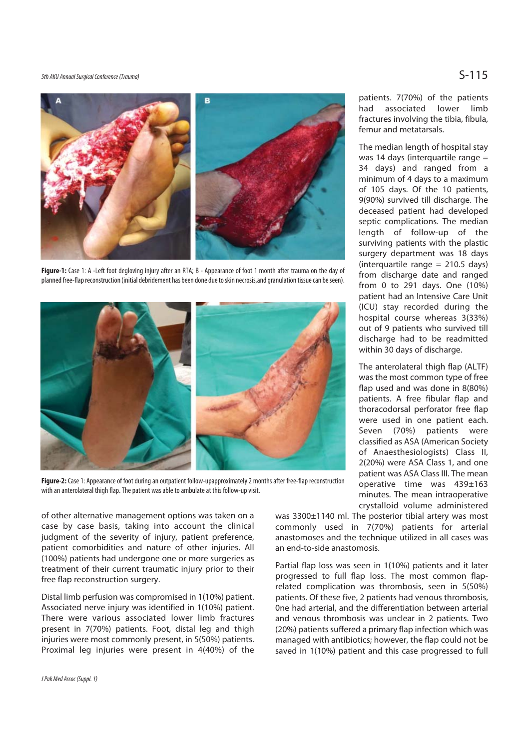Figure-1: Case 1: A -Left foot degloving injury after an RTA; B - Appearance of foot 1 month after trauma on the day of planned free-flap reconstruction (initial debridement has been done due to skin necrosis,and granulation tissue can be seen).

Figure-2: Case 1: Appearance of foot during an outpatient follow-upapproximately 2 months after free-flap reconstruction with an anterolateral thigh flap. The patient was able to ambulate at this follow-up visit.

of other alternative management options was taken on a case by case basis, taking into account the clinical judgment of the severity of injury, patient preference, patient comorbidities and nature of other injuries. All (100%) patients had undergone one or more surgeries as treatment of their current traumatic injury prior to their free flap reconstruction surgery.

Distal limb perfusion was compromised in 1(10%) patient. Associated nerve injury was identified in 1(10%) patient. There were various associated lower limb fractures present in 7(70%) patients. Foot, distal leg and thigh injuries were most commonly present, in 5(50%) patients. Proximal leg injuries were present in 4(40%) of the patients. 7(70%) of the patients had associated lower limb fractures involving the tibia, fibula, femur and metatarsals.

The median length of hospital stay was 14 days (interquartile range = 34 days) and ranged from a minimum of 4 days to a maximum of 105 days. Of the 10 patients, 9(90%) survived till discharge. The deceased patient had developed septic complications. The median length of follow-up of the surviving patients with the plastic surgery department was 18 days (interquartile range = 210.5 days) from discharge date and ranged from 0 to 291 days. One (10%) patient had an Intensive Care Unit (ICU) stay recorded during the hospital course whereas 3(33%) out of 9 patients who survived till discharge had to be readmitted within 30 days of discharge.

The anterolateral thigh flap (ALTF) was the most common type of free flap used and was done in 8(80%) patients. A free fibular flap and thoracodorsal perforator free flap were used in one patient each. Seven (70%) patients were classified as ASA (American Society of Anaesthesiologists) Class II, 2(20%) were ASA Class 1, and one patient was ASA Class III. The mean operative time was 439±163 minutes. The mean intraoperative crystalloid volume administered was 3300±1140 ml. The posterior tibial artery was most commonly used in 7(70%) patients for arterial anastomoses and the technique utilized in all cases was an end-to-side anastomosis.

Partial flap loss was seen in 1(10%) patients and it later progressed to full flap loss. The most common flap-related complication was thrombosis, seen in 5(50%) patients. Of these five, 2 patients had venous thrombosis, 0ne had arterial, and the differentiation between arterial and venous thrombosis was unclear in 2 patients. Two (20%) patients suffered a primary flap infection which was managed with antibiotics; however, the flap could not be saved in 1(10%) patient and this case progressed to full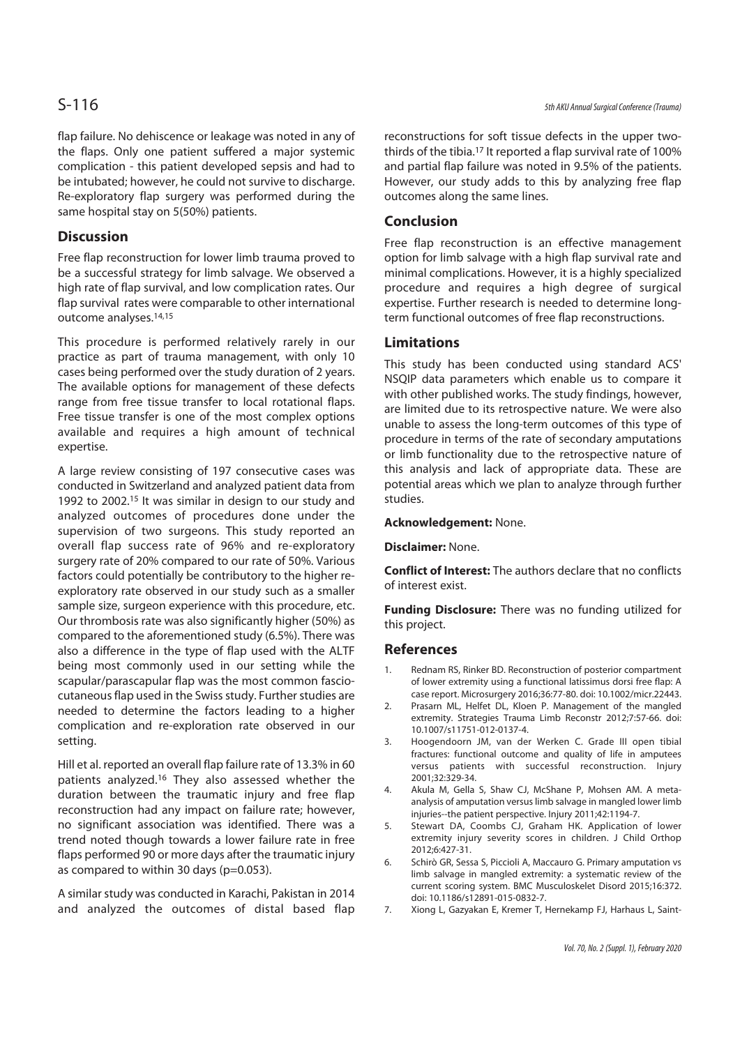flap failure. No dehiscence or leakage was noted in any of the flaps. Only one patient suffered a major systemic complication - this patient developed sepsis and had to be intubated; however, he could not survive to discharge. Re-exploratory flap surgery was performed during the same hospital stay on 5(50%) patients.

## Discussion

Free flap reconstruction for lower limb trauma proved to be a successful strategy for limb salvage. We observed a high rate of flap survival, and low complication rates. Our flap survival rates were comparable to other international outcome analyses.[14,15]

This procedure is performed relatively rarely in our practice as part of trauma management, with only 10 cases being performed over the study duration of 2 years. The available options for management of these defects range from free tissue transfer to local rotational flaps. Free tissue transfer is one of the most complex options available and requires a high amount of technical expertise.

A large review consisting of 197 consecutive cases was conducted in Switzerland and analyzed patient data from 1992 to 2002.[15] It was similar in design to our study and analyzed outcomes of procedures done under the supervision of two surgeons. This study reported an overall flap success rate of 96% and re-exploratory surgery rate of 20% compared to our rate of 50%. Various factors could potentially be contributory to the higher re-exploratory rate observed in our study such as a smaller sample size, surgeon experience with this procedure, etc. Our thrombosis rate was also significantly higher (50%) as compared to the aforementioned study (6.5%). There was also a difference in the type of flap used with the ALTF being most commonly used in our setting while the scapular/parascapular flap was the most common fascio-cutaneous flap used in the Swiss study. Further studies are needed to determine the factors leading to a higher complication and re-exploration rate observed in our setting.

Hill et al. reported an overall flap failure rate of 13.3% in 60 patients analyzed.[16] They also assessed whether the duration between the traumatic injury and free flap reconstruction had any impact on failure rate; however, no significant association was identified. There was a trend noted though towards a lower failure rate in free flaps performed 90 or more days after the traumatic injury as compared to within 30 days ($p=0.053$).

A similar study was conducted in Karachi, Pakistan in 2014 and analyzed the outcomes of distal based flap reconstructions for soft tissue defects in the upper two-thirds of the tibia.[17] It reported a flap survival rate of 100% and partial flap failure was noted in 9.5% of the patients. However, our study adds to this by analyzing free flap outcomes along the same lines.

## Conclusion

Free flap reconstruction is an effective management option for limb salvage with a high flap survival rate and minimal complications. However, it is a highly specialized procedure and requires a high degree of surgical expertise. Further research is needed to determine long-term functional outcomes of free flap reconstructions.

## Limitations

This study has been conducted using standard ACS' NSQIP data parameters which enable us to compare it with other published works. The study findings, however, are limited due to its retrospective nature. We were also unable to assess the long-term outcomes of this type of procedure in terms of the rate of secondary amputations or limb functionality due to the retrospective nature of this analysis and lack of appropriate data. These are potential areas which we plan to analyze through further studies.

**Acknowledgement:** None.

**Disclaimer:** None.

**Conflict of Interest:** The authors declare that no conflicts of interest exist.

**Funding Disclosure:** There was no funding utilized for this project.

## References

1. Rednam RS, Rinker BD. Reconstruction of posterior compartment of lower extremity using a functional latissimus dorsi free flap: A case report. Microsurgery 2016;36:77-80. doi: 10.1002/micr.22443.
2. Prasarn ML, Helfet DL, Kloen P. Management of the mangled extremity. Strategies Trauma Limb Reconstr 2012;7:57-66. doi: 10.1007/s11751-012-0137-4.
3. Hoogendoorn JM, van der Werken C. Grade III open tibial fractures: functional outcome and quality of life in amputees versus patients with successful reconstruction. Injury 2001;32:329-34.
4. Akula M, Gella S, Shaw CJ, McShane P, Mohsen AM. A meta-analysis of amputation versus limb salvage in mangled lower limb injuries--the patient perspective. Injury 2011;42:1194-7.
5. Stewart DA, Coombs CJ, Graham HK. Application of lower extremity injury severity scores in children. J Child Orthop 2012;6:427-31.
6. Schirò GR, Sessa S, Piccioli A, Maccauro G. Primary amputation vs limb salvage in mangled extremity: a systematic review of the current scoring system. BMC Musculoskelet Disord 2015;16:372. doi: 10.1186/s12891-015-0832-7.
7. Xiong L, Gazyakan E, Kremer T, Hernekamp FJ, Harhaus L, Saint-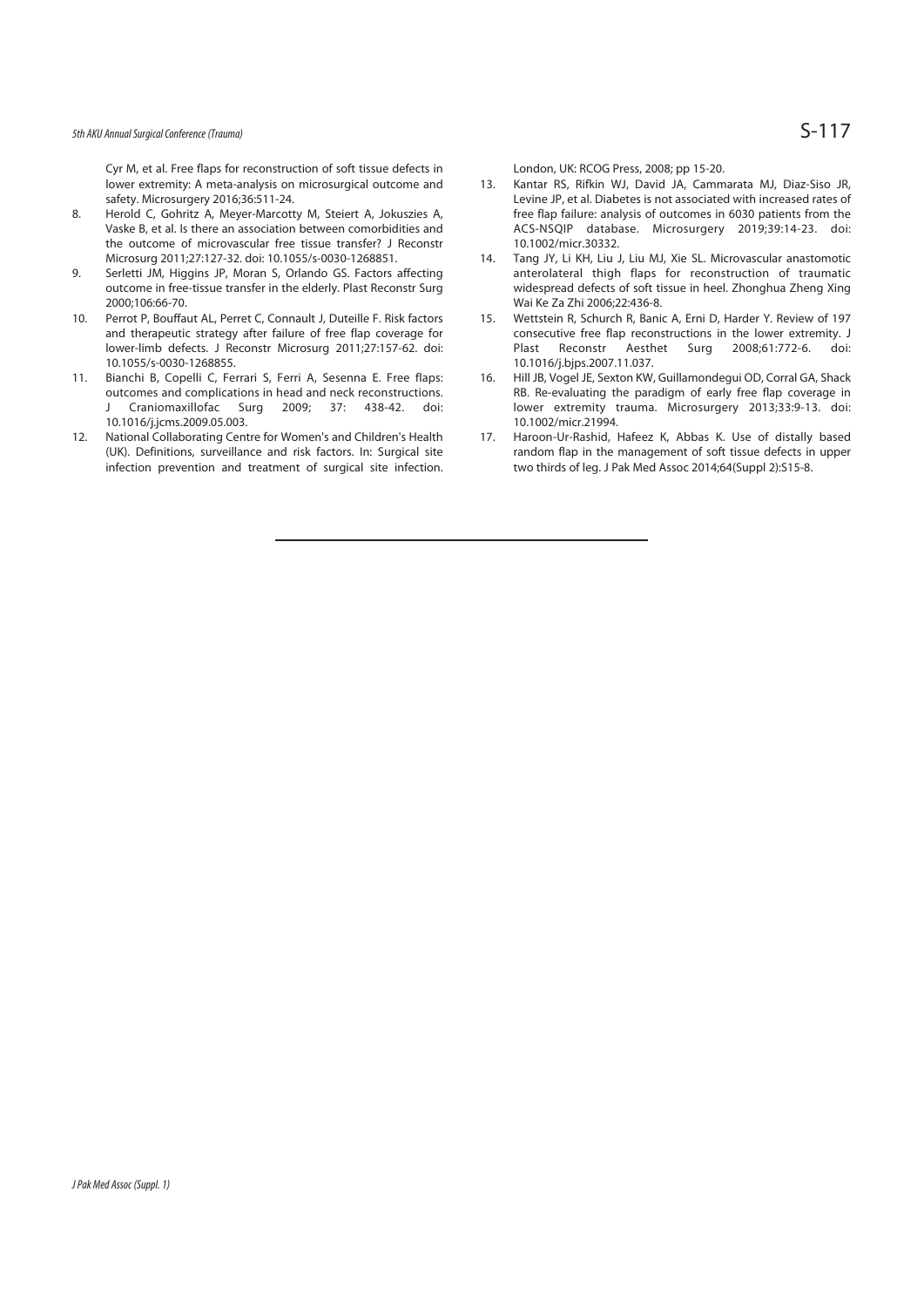Cyr M, et al. Free flaps for reconstruction of soft tissue defects in lower extremity: A meta-analysis on microsurgical outcome and safety. Microsurgery 2016;36:511-24.

8. Herold C, Gohritz A, Meyer-Marcotty M, Steiert A, Jokuszies A, Vaske B, et al. Is there an association between comorbidities and the outcome of microvascular free tissue transfer? J Reconstr Microsurg 2011;27:127-32. doi: 10.1055/s-0030-1268851.
9. Serletti JM, Higgins JP, Moran S, Orlando GS. Factors affecting outcome in free-tissue transfer in the elderly. Plast Reconstr Surg 2000;106:66-70.
10. Perrot P, Bouffaut AL, Perret C, Connault J, Duteille F. Risk factors and therapeutic strategy after failure of free flap coverage for lower-limb defects. J Reconstr Microsurg 2011;27:157-62. doi: 10.1055/s-0030-1268855.
11. Bianchi B, Copelli C, Ferrari S, Ferri A, Sesenna E. Free flaps: outcomes and complications in head and neck reconstructions. J Craniomaxillofac Surg 2009; 37: 438-42. doi: 10.1016/j.jcms.2009.05.003.
12. National Collaborating Centre for Women's and Children's Health (UK). Definitions, surveillance and risk factors. In: Surgical site infection prevention and treatment of surgical site infection. London, UK: RCOG Press, 2008; pp 15-20.
13. Kantar RS, Rifkin WJ, David JA, Cammarata MJ, Diaz-Siso JR, Levine JP, et al. Diabetes is not associated with increased rates of free flap failure: analysis of outcomes in 6030 patients from the ACS-NSQIP database. Microsurgery 2019;39:14-23. doi: 10.1002/micr.30332.
14. Tang JY, Li KH, Liu J, Liu MJ, Xie SL. Microvascular anastomotic anterolateral thigh flaps for reconstruction of traumatic widespread defects of soft tissue in heel. Zhonghua Zheng Xing Wai Ke Za Zhi 2006;22:436-8.
15. Wettstein R, Schurch R, Banic A, Erni D, Harder Y. Review of 197 consecutive free flap reconstructions in the lower extremity. J Plast Reconstr Aesthet Surg 2008;61:772-6. doi: 10.1016/j.bjps.2007.11.037.
16. Hill JB, Vogel JE, Sexton KW, Guillamondegui OD, Corral GA, Shack RB. Re-evaluating the paradigm of early free flap coverage in lower extremity trauma. Microsurgery 2013;33:9-13. doi: 10.1002/micr.21994.
17. Haroon-Ur-Rashid, Hafeez K, Abbas K. Use of distally based random flap in the management of soft tissue defects in upper two thirds of leg. J Pak Med Assoc 2014;64(Suppl 2):S15-8.